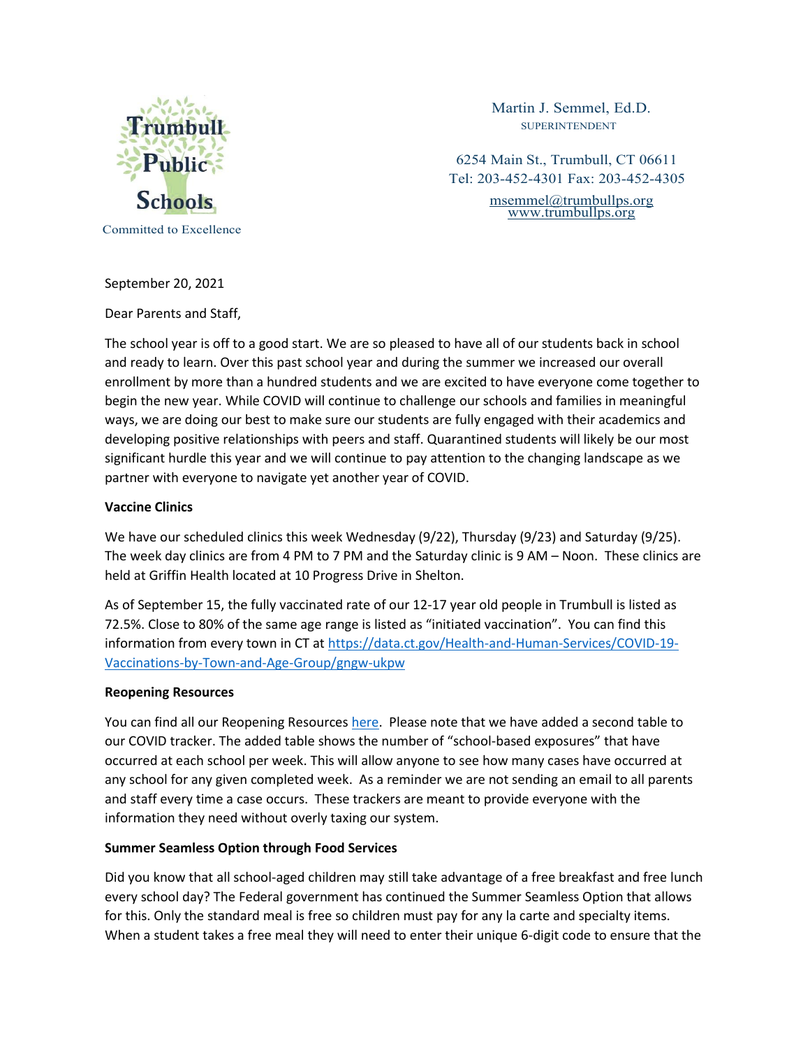Trumbull Public Schools

Committed to Excellence

Martin J. Semmel, Ed.D.
SUPERINTENDENT

6254 Main St., Trumbull, CT 06611
Tel: 203-452-4301 Fax: 203-452-4305
msemmel@trumbullps.org
www.trumbullps.org

September 20, 2021

Dear Parents and Staff,

The school year is off to a good start. We are so pleased to have all of our students back in school and ready to learn. Over this past school year and during the summer we increased our overall enrollment by more than a hundred students and we are excited to have everyone come together to begin the new year. While COVID will continue to challenge our schools and families in meaningful ways, we are doing our best to make sure our students are fully engaged with their academics and developing positive relationships with peers and staff. Quarantined students will likely be our most significant hurdle this year and we will continue to pay attention to the changing landscape as we partner with everyone to navigate yet another year of COVID.

**Vaccine Clinics**

We have our scheduled clinics this week Wednesday (9/22), Thursday (9/23) and Saturday (9/25). The week day clinics are from 4 PM to 7 PM and the Saturday clinic is 9 AM – Noon. These clinics are held at Griffin Health located at 10 Progress Drive in Shelton.

As of September 15, the fully vaccinated rate of our 12-17 year old people in Trumbull is listed as 72.5%. Close to 80% of the same age range is listed as "initiated vaccination". You can find this information from every town in CT at https://data.ct.gov/Health-and-Human-Services/COVID-19-Vaccinations-by-Town-and-Age-Group/gngw-ukpw

**Reopening Resources**

You can find all our Reopening Resources here. Please note that we have added a second table to our COVID tracker. The added table shows the number of "school-based exposures" that have occurred at each school per week. This will allow anyone to see how many cases have occurred at any school for any given completed week. As a reminder we are not sending an email to all parents and staff every time a case occurs. These trackers are meant to provide everyone with the information they need without overly taxing our system.

**Summer Seamless Option through Food Services**

Did you know that all school-aged children may still take advantage of a free breakfast and free lunch every school day? The Federal government has continued the Summer Seamless Option that allows for this. Only the standard meal is free so children must pay for any la carte and specialty items. When a student takes a free meal they will need to enter their unique 6-digit code to ensure that the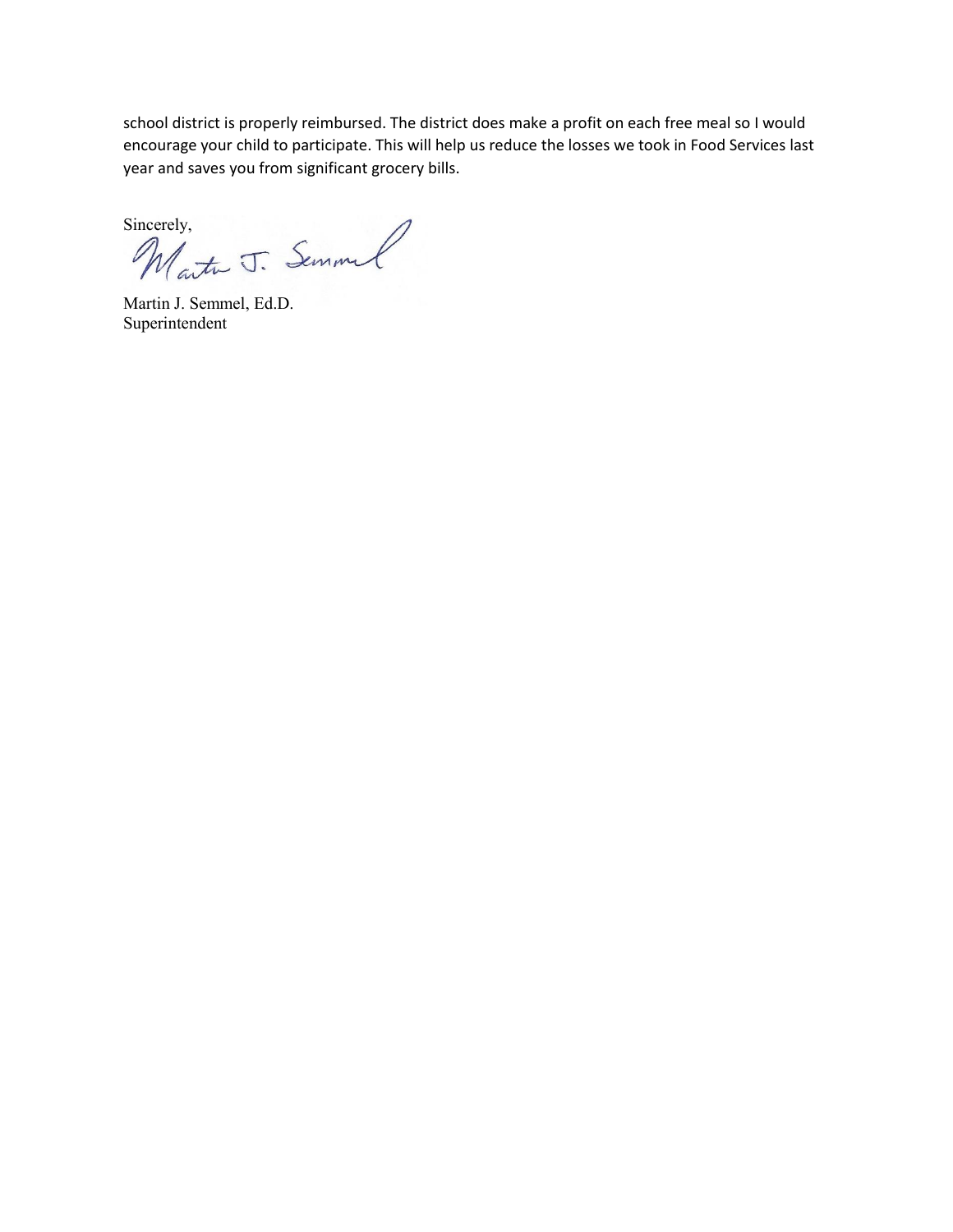school district is properly reimbursed. The district does make a profit on each free meal so I would encourage your child to participate. This will help us reduce the losses we took in Food Services last year and saves you from significant grocery bills.

Sincerely,

Martin J. Semmel

Martin J. Semmel, Ed.D.
Superintendent